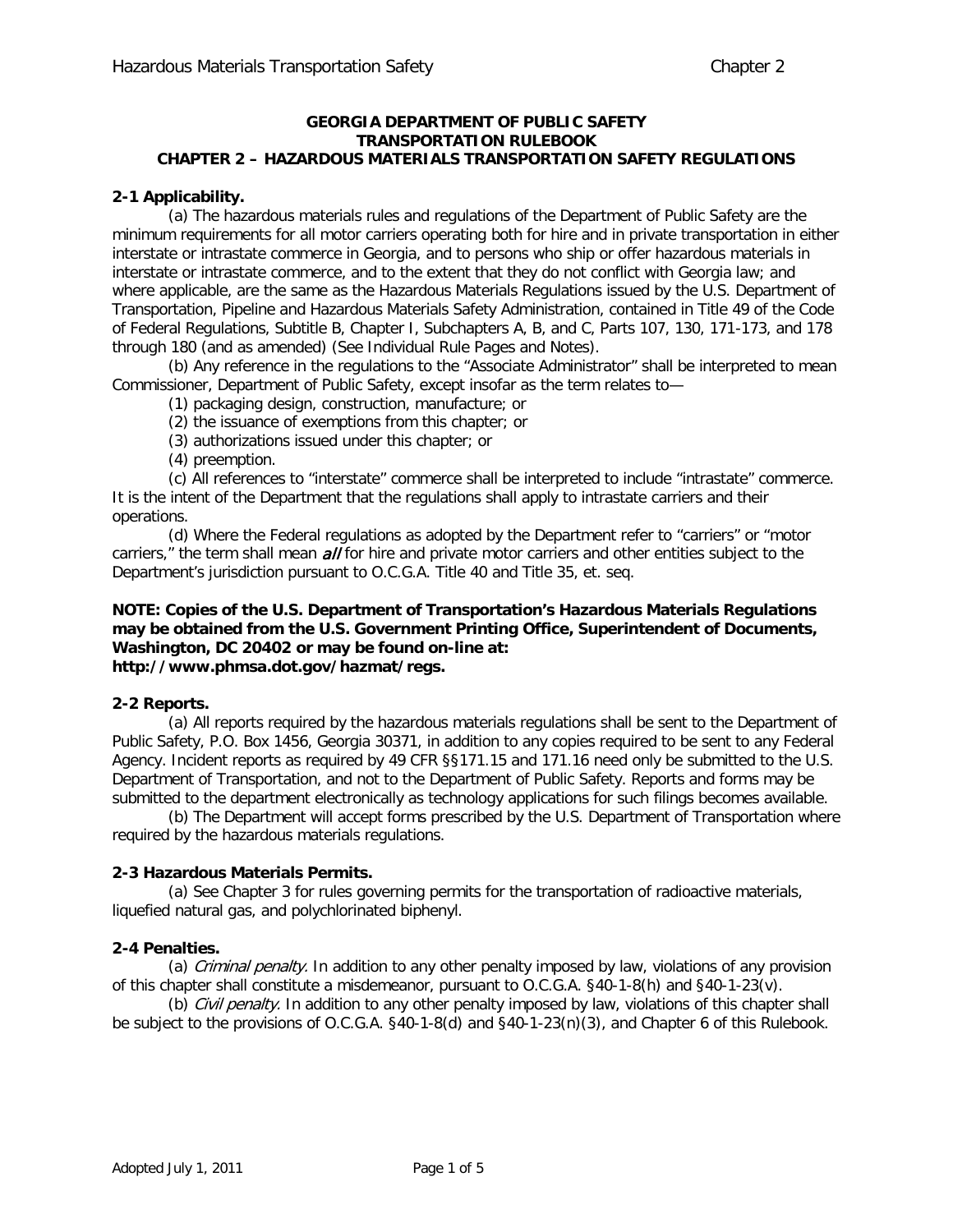# GEORGIA DEPARTMENT OF PUBLIC SAFETY
# TRANSPORTATION RULEBOOK
## CHAPTER 2 – HAZARDOUS MATERIALS TRANSPORTATION SAFETY REGULATIONS

### 2-1 Applicability.

(a) The hazardous materials rules and regulations of the Department of Public Safety are the minimum requirements for all motor carriers operating both for hire and in private transportation in either interstate or intrastate commerce in Georgia, and to persons who ship or offer hazardous materials in interstate or intrastate commerce, and to the extent that they do not conflict with Georgia law; and where applicable, are the same as the Hazardous Materials Regulations issued by the U.S. Department of Transportation, Pipeline and Hazardous Materials Safety Administration, contained in Title 49 of the Code of Federal Regulations, Subtitle B, Chapter I, Subchapters A, B, and C, Parts 107, 130, 171-173, and 178 through 180 (and as amended) (See Individual Rule Pages and Notes).

(b) Any reference in the regulations to the "Associate Administrator" shall be interpreted to mean Commissioner, Department of Public Safety, except insofar as the term relates to—

(1) packaging design, construction, manufacture; or
(2) the issuance of exemptions from this chapter; or
(3) authorizations issued under this chapter; or
(4) preemption.

(c) All references to "interstate" commerce shall be interpreted to include "intrastate" commerce. It is the intent of the Department that the regulations shall apply to intrastate carriers and their operations.

(d) Where the Federal regulations as adopted by the Department refer to "carriers" or "motor carriers," the term shall mean ***all*** for hire and private motor carriers and other entities subject to the Department's jurisdiction pursuant to O.C.G.A. Title 40 and Title 35, et. seq.

**NOTE: Copies of the U.S. Department of Transportation's Hazardous Materials Regulations may be obtained from the U.S. Government Printing Office, Superintendent of Documents, Washington, DC 20402 or may be found on-line at: http://www.phmsa.dot.gov/hazmat/regs.**

### 2-2 Reports.

(a) All reports required by the hazardous materials regulations shall be sent to the Department of Public Safety, P.O. Box 1456, Georgia 30371, in addition to any copies required to be sent to any Federal Agency. Incident reports as required by 49 CFR §§171.15 and 171.16 need only be submitted to the U.S. Department of Transportation, and not to the Department of Public Safety. Reports and forms may be submitted to the department electronically as technology applications for such filings becomes available.

(b) The Department will accept forms prescribed by the U.S. Department of Transportation where required by the hazardous materials regulations.

### 2-3 Hazardous Materials Permits.

(a) See Chapter 3 for rules governing permits for the transportation of radioactive materials, liquefied natural gas, and polychlorinated biphenyl.

### 2-4 Penalties.

(a) *Criminal penalty.* In addition to any other penalty imposed by law, violations of any provision of this chapter shall constitute a misdemeanor, pursuant to O.C.G.A. §40-1-8(h) and §40-1-23(v).

(b) *Civil penalty.* In addition to any other penalty imposed by law, violations of this chapter shall be subject to the provisions of O.C.G.A. §40-1-8(d) and §40-1-23(n)(3), and Chapter 6 of this Rulebook.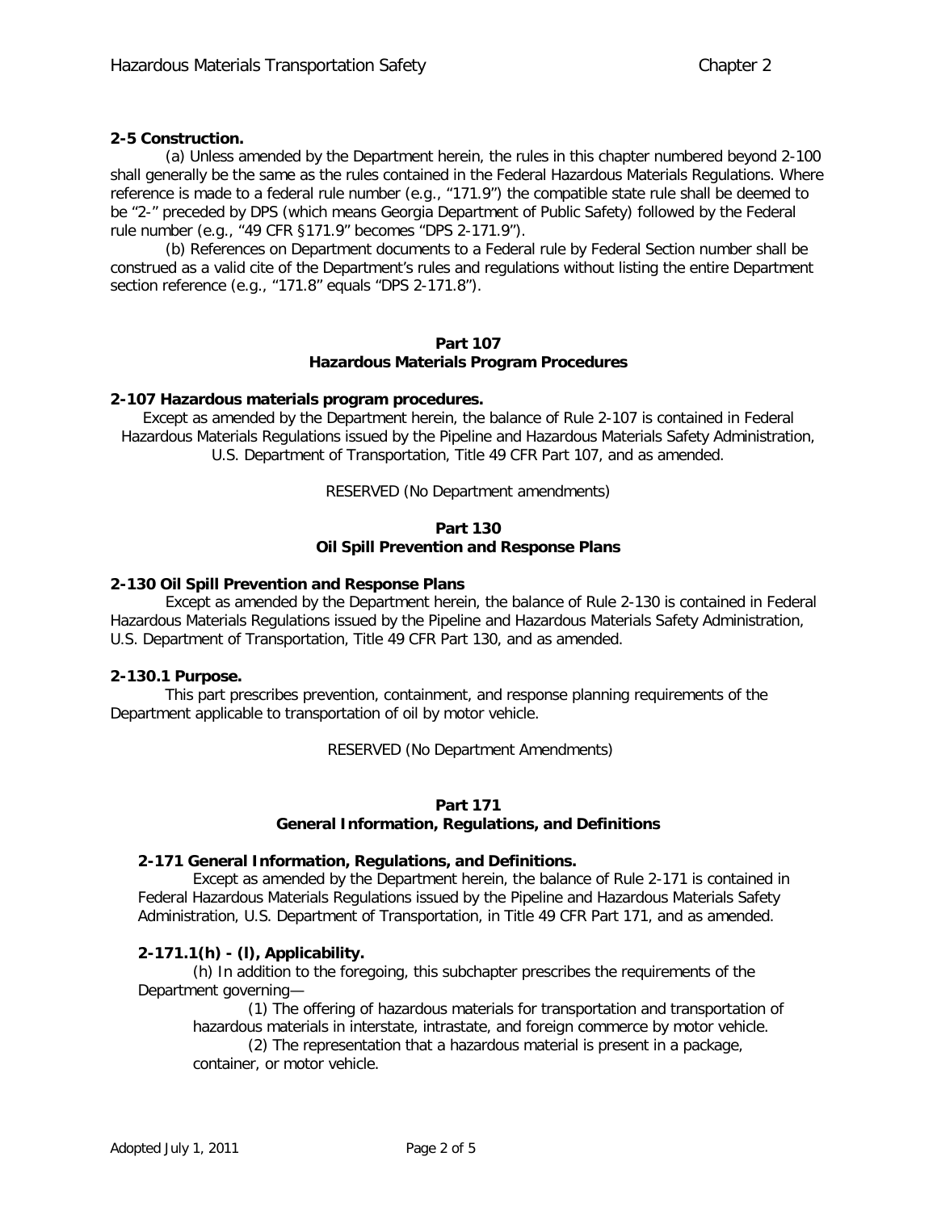**2-5 Construction.**

(a) Unless amended by the Department herein, the rules in this chapter numbered beyond 2-100 shall generally be the same as the rules contained in the Federal Hazardous Materials Regulations. Where reference is made to a federal rule number (e.g., "171.9") the compatible state rule shall be deemed to be "2-" preceded by DPS (which means Georgia Department of Public Safety) followed by the Federal rule number (e.g., "49 CFR §171.9" becomes "DPS 2-171.9").

(b) References on Department documents to a Federal rule by Federal Section number shall be construed as a valid cite of the Department's rules and regulations without listing the entire Department section reference (e.g., "171.8" equals "DPS 2-171.8").

## Part 107
## Hazardous Materials Program Procedures

**2-107 Hazardous materials program procedures.**

Except as amended by the Department herein, the balance of Rule 2-107 is contained in Federal Hazardous Materials Regulations issued by the Pipeline and Hazardous Materials Safety Administration, U.S. Department of Transportation, Title 49 CFR Part 107, and as amended.

RESERVED (No Department amendments)

## Part 130
## Oil Spill Prevention and Response Plans

**2-130 Oil Spill Prevention and Response Plans**

Except as amended by the Department herein, the balance of Rule 2-130 is contained in Federal Hazardous Materials Regulations issued by the Pipeline and Hazardous Materials Safety Administration, U.S. Department of Transportation, Title 49 CFR Part 130, and as amended.

**2-130.1 Purpose.**

This part prescribes prevention, containment, and response planning requirements of the Department applicable to transportation of oil by motor vehicle.

RESERVED (No Department Amendments)

## Part 171
## General Information, Regulations, and Definitions

**2-171 General Information, Regulations, and Definitions.**

Except as amended by the Department herein, the balance of Rule 2-171 is contained in Federal Hazardous Materials Regulations issued by the Pipeline and Hazardous Materials Safety Administration, U.S. Department of Transportation, in Title 49 CFR Part 171, and as amended.

**2-171.1(h) - (l), Applicability.**

(h) In addition to the foregoing, this subchapter prescribes the requirements of the Department governing—

(1) The offering of hazardous materials for transportation and transportation of hazardous materials in interstate, intrastate, and foreign commerce by motor vehicle.

(2) The representation that a hazardous material is present in a package, container, or motor vehicle.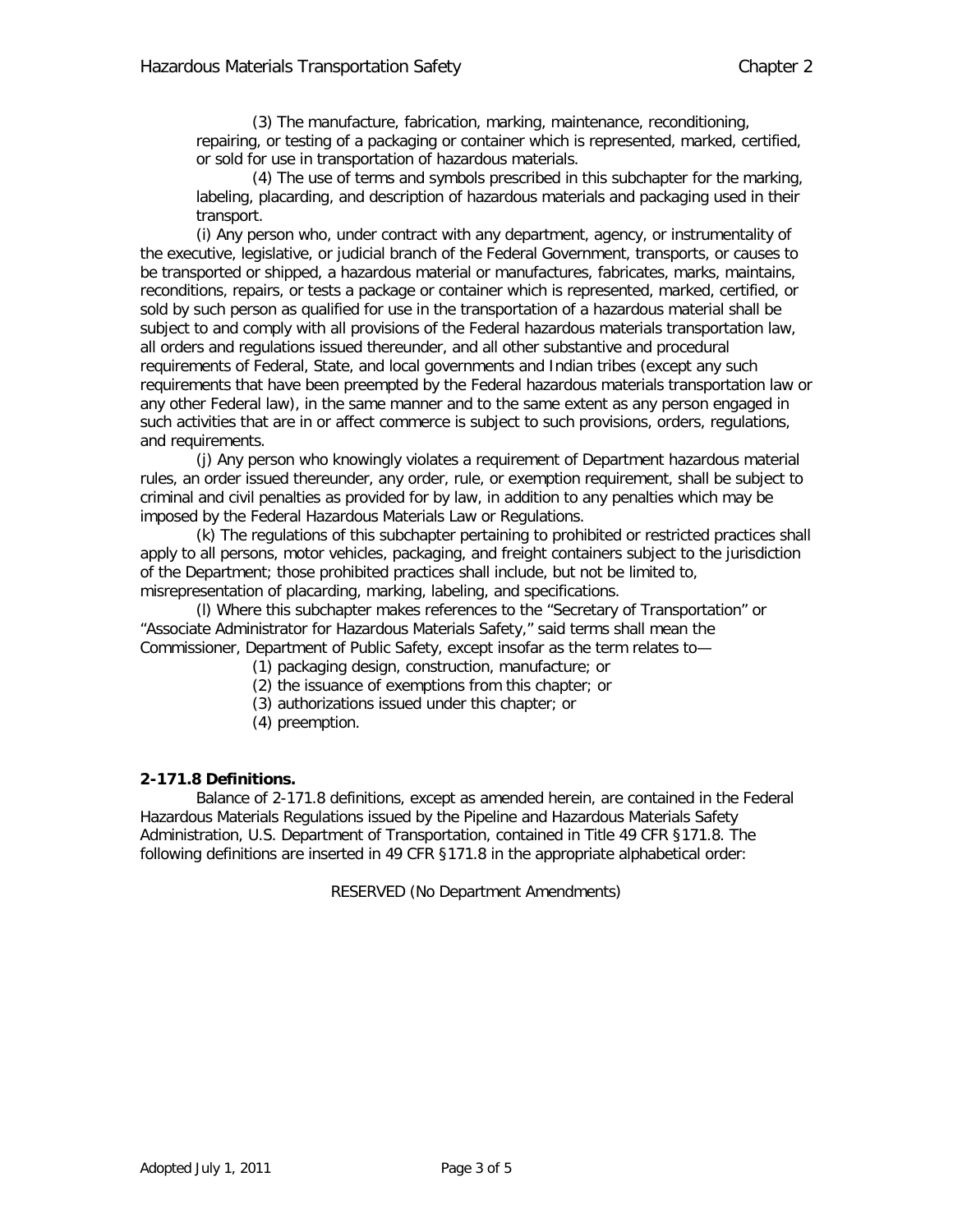(3) The manufacture, fabrication, marking, maintenance, reconditioning, repairing, or testing of a packaging or container which is represented, marked, certified, or sold for use in transportation of hazardous materials.

(4) The use of terms and symbols prescribed in this subchapter for the marking, labeling, placarding, and description of hazardous materials and packaging used in their transport.

(i) Any person who, under contract with any department, agency, or instrumentality of the executive, legislative, or judicial branch of the Federal Government, transports, or causes to be transported or shipped, a hazardous material or manufactures, fabricates, marks, maintains, reconditions, repairs, or tests a package or container which is represented, marked, certified, or sold by such person as qualified for use in the transportation of a hazardous material shall be subject to and comply with all provisions of the Federal hazardous materials transportation law, all orders and regulations issued thereunder, and all other substantive and procedural requirements of Federal, State, and local governments and Indian tribes (except any such requirements that have been preempted by the Federal hazardous materials transportation law or any other Federal law), in the same manner and to the same extent as any person engaged in such activities that are in or affect commerce is subject to such provisions, orders, regulations, and requirements.

(j) Any person who knowingly violates a requirement of Department hazardous material rules, an order issued thereunder, any order, rule, or exemption requirement, shall be subject to criminal and civil penalties as provided for by law, in addition to any penalties which may be imposed by the Federal Hazardous Materials Law or Regulations.

(k) The regulations of this subchapter pertaining to prohibited or restricted practices shall apply to all persons, motor vehicles, packaging, and freight containers subject to the jurisdiction of the Department; those prohibited practices shall include, but not be limited to, misrepresentation of placarding, marking, labeling, and specifications.

(l) Where this subchapter makes references to the "Secretary of Transportation" or "Associate Administrator for Hazardous Materials Safety," said terms shall mean the Commissioner, Department of Public Safety, except insofar as the term relates to—

(1) packaging design, construction, manufacture; or

(2) the issuance of exemptions from this chapter; or

(3) authorizations issued under this chapter; or

(4) preemption.

**2-171.8 Definitions.**

Balance of 2-171.8 definitions, except as amended herein, are contained in the Federal Hazardous Materials Regulations issued by the Pipeline and Hazardous Materials Safety Administration, U.S. Department of Transportation, contained in Title 49 CFR §171.8. The following definitions are inserted in 49 CFR §171.8 in the appropriate alphabetical order:

RESERVED (No Department Amendments)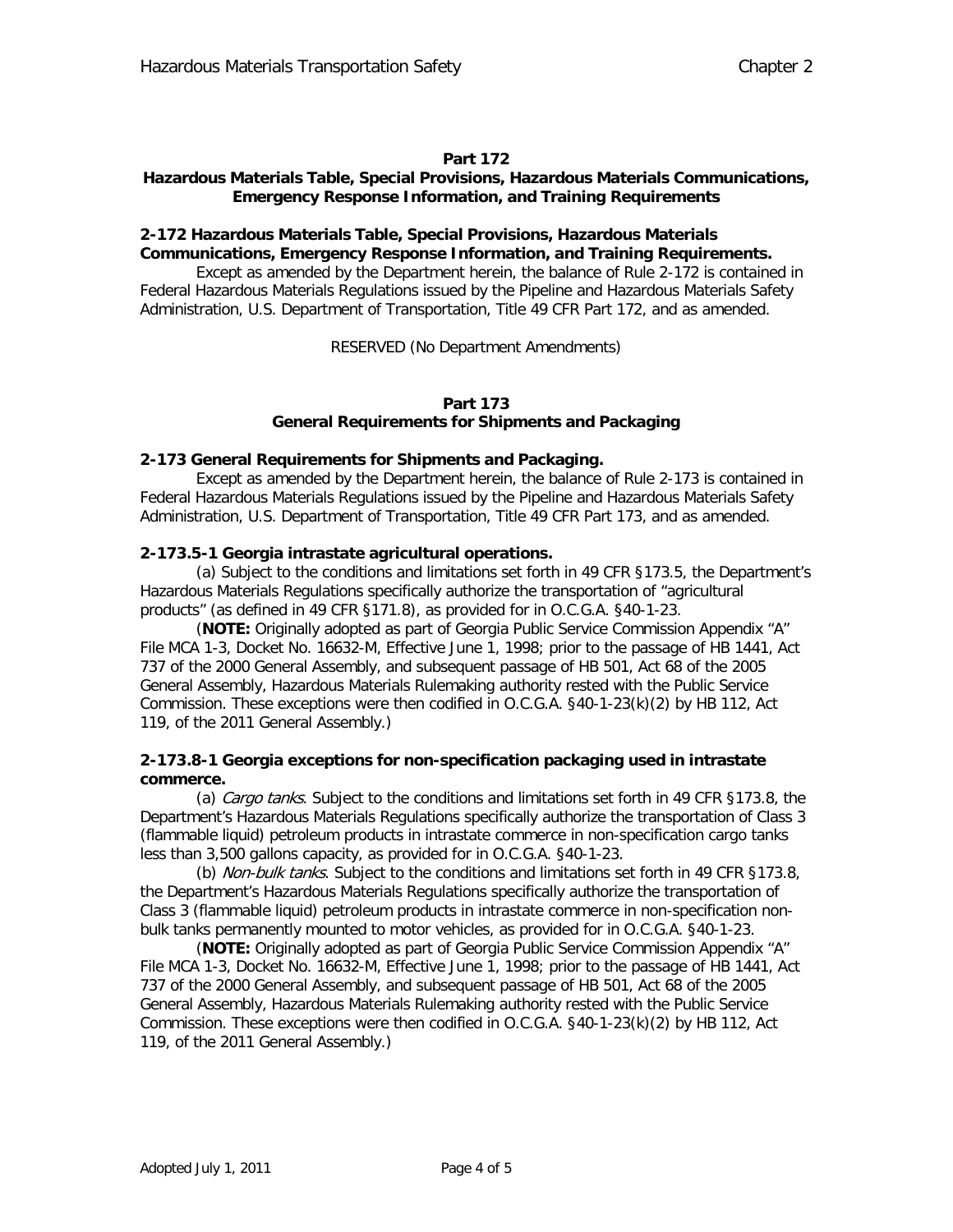## Part 172
## Hazardous Materials Table, Special Provisions, Hazardous Materials Communications, Emergency Response Information, and Training Requirements

### 2-172 Hazardous Materials Table, Special Provisions, Hazardous Materials Communications, Emergency Response Information, and Training Requirements.

Except as amended by the Department herein, the balance of Rule 2-172 is contained in Federal Hazardous Materials Regulations issued by the Pipeline and Hazardous Materials Safety Administration, U.S. Department of Transportation, Title 49 CFR Part 172, and as amended.

RESERVED (No Department Amendments)

## Part 173
## General Requirements for Shipments and Packaging

### 2-173 General Requirements for Shipments and Packaging.

Except as amended by the Department herein, the balance of Rule 2-173 is contained in Federal Hazardous Materials Regulations issued by the Pipeline and Hazardous Materials Safety Administration, U.S. Department of Transportation, Title 49 CFR Part 173, and as amended.

### 2-173.5-1 Georgia intrastate agricultural operations.

(a) Subject to the conditions and limitations set forth in 49 CFR §173.5, the Department's Hazardous Materials Regulations specifically authorize the transportation of "agricultural products" (as defined in 49 CFR §171.8), as provided for in O.C.G.A. §40-1-23.

(**NOTE:** Originally adopted as part of Georgia Public Service Commission Appendix "A" File MCA 1-3, Docket No. 16632-M, Effective June 1, 1998; prior to the passage of HB 1441, Act 737 of the 2000 General Assembly, and subsequent passage of HB 501, Act 68 of the 2005 General Assembly, Hazardous Materials Rulemaking authority rested with the Public Service Commission. These exceptions were then codified in O.C.G.A. §40-1-23(k)(2) by HB 112, Act 119, of the 2011 General Assembly.)

### 2-173.8-1 Georgia exceptions for non-specification packaging used in intrastate commerce.

(a) *Cargo tanks*. Subject to the conditions and limitations set forth in 49 CFR §173.8, the Department's Hazardous Materials Regulations specifically authorize the transportation of Class 3 (flammable liquid) petroleum products in intrastate commerce in non-specification cargo tanks less than 3,500 gallons capacity, as provided for in O.C.G.A. §40-1-23.

(b) *Non-bulk tanks*. Subject to the conditions and limitations set forth in 49 CFR §173.8, the Department's Hazardous Materials Regulations specifically authorize the transportation of Class 3 (flammable liquid) petroleum products in intrastate commerce in non-specification non-bulk tanks permanently mounted to motor vehicles, as provided for in O.C.G.A. §40-1-23.

(**NOTE:** Originally adopted as part of Georgia Public Service Commission Appendix "A" File MCA 1-3, Docket No. 16632-M, Effective June 1, 1998; prior to the passage of HB 1441, Act 737 of the 2000 General Assembly, and subsequent passage of HB 501, Act 68 of the 2005 General Assembly, Hazardous Materials Rulemaking authority rested with the Public Service Commission. These exceptions were then codified in O.C.G.A. §40-1-23(k)(2) by HB 112, Act 119, of the 2011 General Assembly.)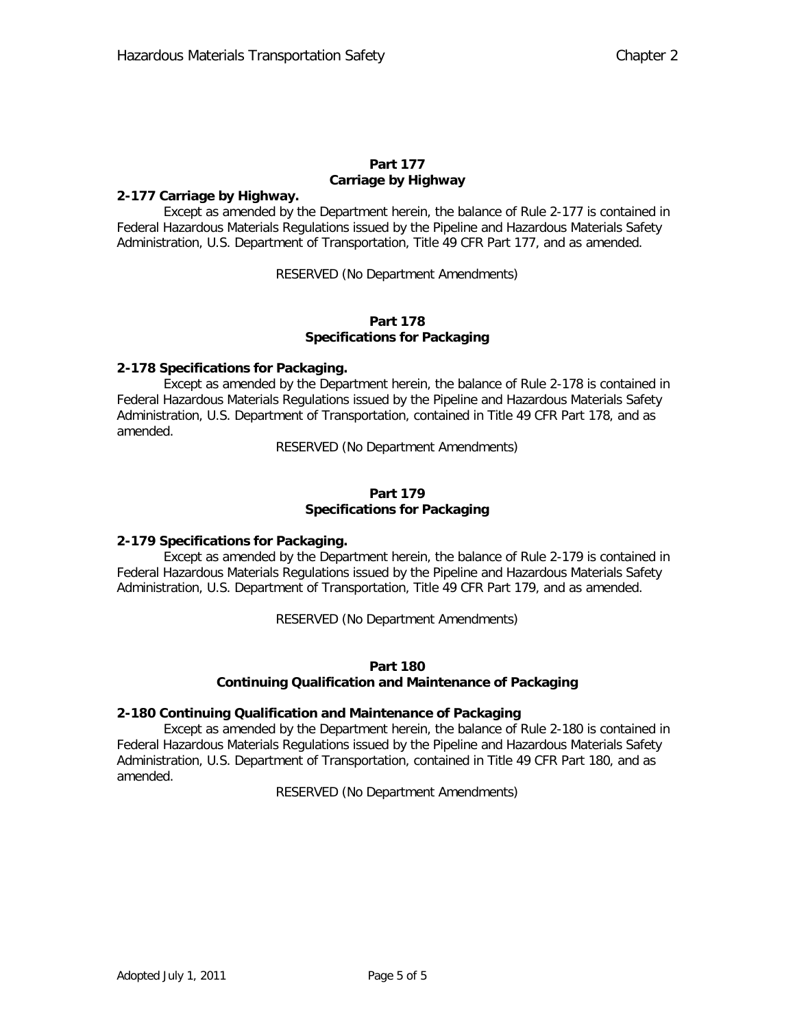## Part 177
## Carriage by Highway

**2-177 Carriage by Highway.**

Except as amended by the Department herein, the balance of Rule 2-177 is contained in Federal Hazardous Materials Regulations issued by the Pipeline and Hazardous Materials Safety Administration, U.S. Department of Transportation, Title 49 CFR Part 177, and as amended.

RESERVED (No Department Amendments)

## Part 178
## Specifications for Packaging

**2-178 Specifications for Packaging.**

Except as amended by the Department herein, the balance of Rule 2-178 is contained in Federal Hazardous Materials Regulations issued by the Pipeline and Hazardous Materials Safety Administration, U.S. Department of Transportation, contained in Title 49 CFR Part 178, and as amended.

RESERVED (No Department Amendments)

## Part 179
## Specifications for Packaging

**2-179 Specifications for Packaging.**

Except as amended by the Department herein, the balance of Rule 2-179 is contained in Federal Hazardous Materials Regulations issued by the Pipeline and Hazardous Materials Safety Administration, U.S. Department of Transportation, Title 49 CFR Part 179, and as amended.

RESERVED (No Department Amendments)

## Part 180
## Continuing Qualification and Maintenance of Packaging

**2-180 Continuing Qualification and Maintenance of Packaging**

Except as amended by the Department herein, the balance of Rule 2-180 is contained in Federal Hazardous Materials Regulations issued by the Pipeline and Hazardous Materials Safety Administration, U.S. Department of Transportation, contained in Title 49 CFR Part 180, and as amended.

RESERVED (No Department Amendments)